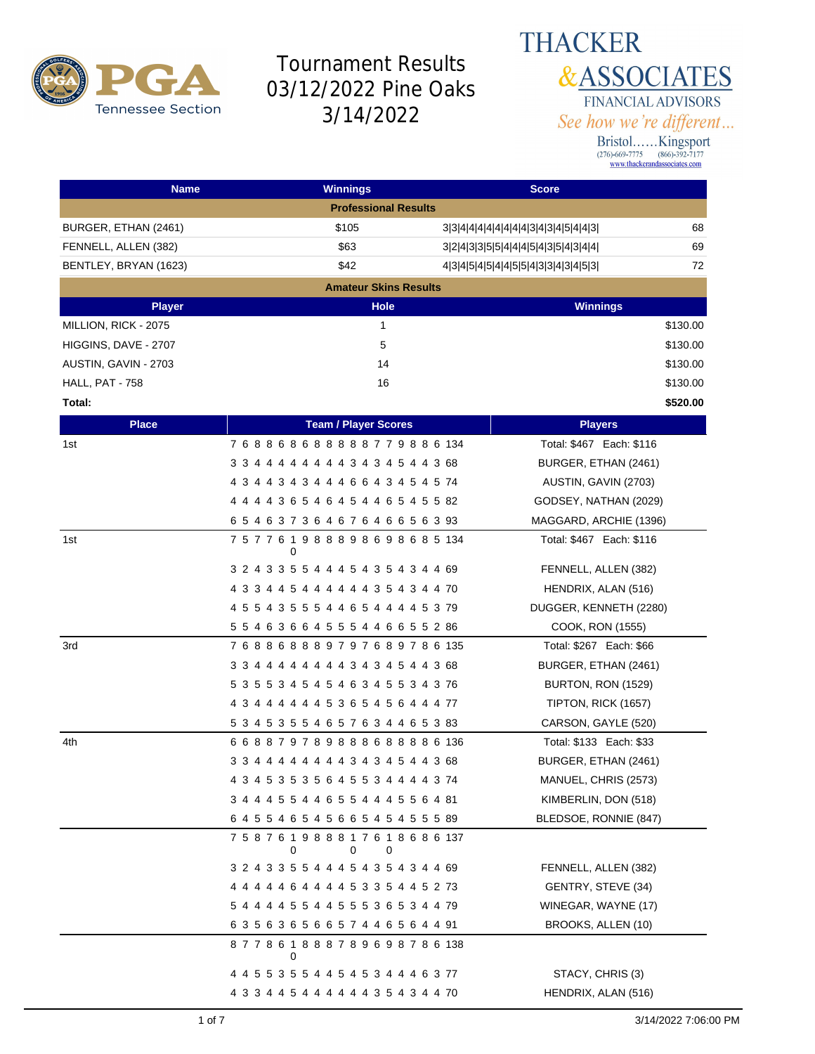# Tournament Results 03/12/2022 Pine Oaks 3/14/2022

PGA Tennessee Section

THACKER & ASSOCIATES
FINANCIAL ADVISORS
*See how we're different...*
Bristol......Kingsport
(276)-669-7775 (866)-392-7177
www.thackerandassociates.com

| Name | Winnings | Score | |
|---|---|---|---|
| **Professional Results** | | | |
| BURGER, ETHAN (2461) | $105 | 3\|3\|4\|4\|4\|4\|4\|4\|4\|4\|3\|4\|3\|4\|5\|4\|4\|3\| | 68 |
| FENNELL, ALLEN (382) | $63 | 3\|2\|4\|3\|3\|5\|5\|4\|4\|4\|5\|4\|3\|5\|4\|3\|4\|4\| | 69 |
| BENTLEY, BRYAN (1623) | $42 | 4\|3\|4\|5\|4\|5\|4\|4\|5\|5\|4\|3\|3\|4\|3\|4\|5\|3\| | 72 |

**Amateur Skins Results**

| Player | Hole | Winnings |
|---|---|---|
| MILLION, RICK - 2075 | 1 | $130.00 |
| HIGGINS, DAVE - 2707 | 5 | $130.00 |
| AUSTIN, GAVIN - 2703 | 14 | $130.00 |
| HALL, PAT - 758 | 16 | $130.00 |
| **Total:** | | **$520.00** |

| Place | Team / Player Scores | Players |
|---|---|---|
| 1st | 7 6 8 8 6 8 6 8 8 8 8 8 7 7 9 8 8 6 134 | Total: $467 Each: $116 |
| | 3 3 4 4 4 4 4 4 4 4 3 4 3 4 5 4 4 3 68 | BURGER, ETHAN (2461) |
| | 4 3 4 4 3 4 3 4 4 4 6 6 4 3 4 5 4 5 74 | AUSTIN, GAVIN (2703) |
| | 4 4 4 4 3 6 5 4 6 4 5 4 4 6 5 4 5 5 82 | GODSEY, NATHAN (2029) |
| | 6 5 4 6 3 7 3 6 4 6 7 6 4 6 6 5 6 3 93 | MAGGARD, ARCHIE (1396) |
| 1st | 7 5 7 7 6 10 9 8 8 8 9 8 6 9 8 6 8 5 134 | Total: $467 Each: $116 |
| | 3 2 4 3 3 5 5 4 4 4 5 4 3 5 4 3 4 4 69 | FENNELL, ALLEN (382) |
| | 4 3 3 4 4 5 4 4 4 4 4 4 3 5 4 3 4 4 70 | HENDRIX, ALAN (516) |
| | 4 5 5 4 3 5 5 5 4 4 6 5 4 4 4 4 5 3 79 | DUGGER, KENNETH (2280) |
| | 5 5 4 6 3 6 6 4 5 5 5 4 4 6 6 5 5 2 86 | COOK, RON (1555) |
| 3rd | 7 6 8 8 6 8 8 8 8 9 7 9 7 6 8 9 7 8 6 135 | Total: $267 Each: $66 |
| | 3 3 4 4 4 4 4 4 4 4 3 4 3 4 5 4 4 3 68 | BURGER, ETHAN (2461) |
| | 5 3 5 5 3 4 5 4 5 4 6 3 4 5 5 3 4 3 76 | BURTON, RON (1529) |
| | 4 3 4 4 4 4 4 4 5 3 6 5 4 5 6 4 4 4 77 | TIPTON, RICK (1657) |
| | 5 3 4 5 3 5 5 4 6 5 7 6 3 4 4 6 5 3 83 | CARSON, GAYLE (520) |
| 4th | 6 6 8 8 7 9 7 8 9 8 8 8 6 8 8 8 8 6 136 | Total: $133 Each: $33 |
| | 3 3 4 4 4 4 4 4 4 4 3 4 3 4 5 4 4 3 68 | BURGER, ETHAN (2461) |
| | 4 3 4 5 3 5 3 5 6 4 5 5 3 4 4 4 4 3 74 | MANUEL, CHRIS (2573) |
| | 3 4 4 4 5 5 4 4 6 5 5 4 4 4 5 5 6 4 81 | KIMBERLIN, DON (518) |
| | 6 4 5 5 4 6 5 4 5 6 6 5 4 5 4 5 5 5 89 | BLEDSOE, RONNIE (847) |
| | 7 5 8 7 6 10 9 8 8 8 10 7 6 10 8 6 8 6 137 | |
| | 3 2 4 3 3 5 5 4 4 4 5 4 3 5 4 3 4 4 69 | FENNELL, ALLEN (382) |
| | 4 4 4 4 4 6 4 4 4 4 5 3 3 5 4 4 5 2 73 | GENTRY, STEVE (34) |
| | 5 4 4 4 4 5 5 4 4 5 5 5 3 6 5 3 4 4 79 | WINEGAR, WAYNE (17) |
| | 6 3 5 6 3 6 5 6 6 5 7 4 4 6 5 6 4 4 91 | BROOKS, ALLEN (10) |
| | 8 7 7 8 6 10 8 8 8 7 8 9 6 9 8 7 8 6 138 | |
| | 4 4 5 5 3 5 5 4 4 5 4 5 3 4 4 4 6 3 77 | STACY, CHRIS (3) |
| | 4 3 3 4 4 5 4 4 4 4 4 4 3 5 4 3 4 4 70 | HENDRIX, ALAN (516) |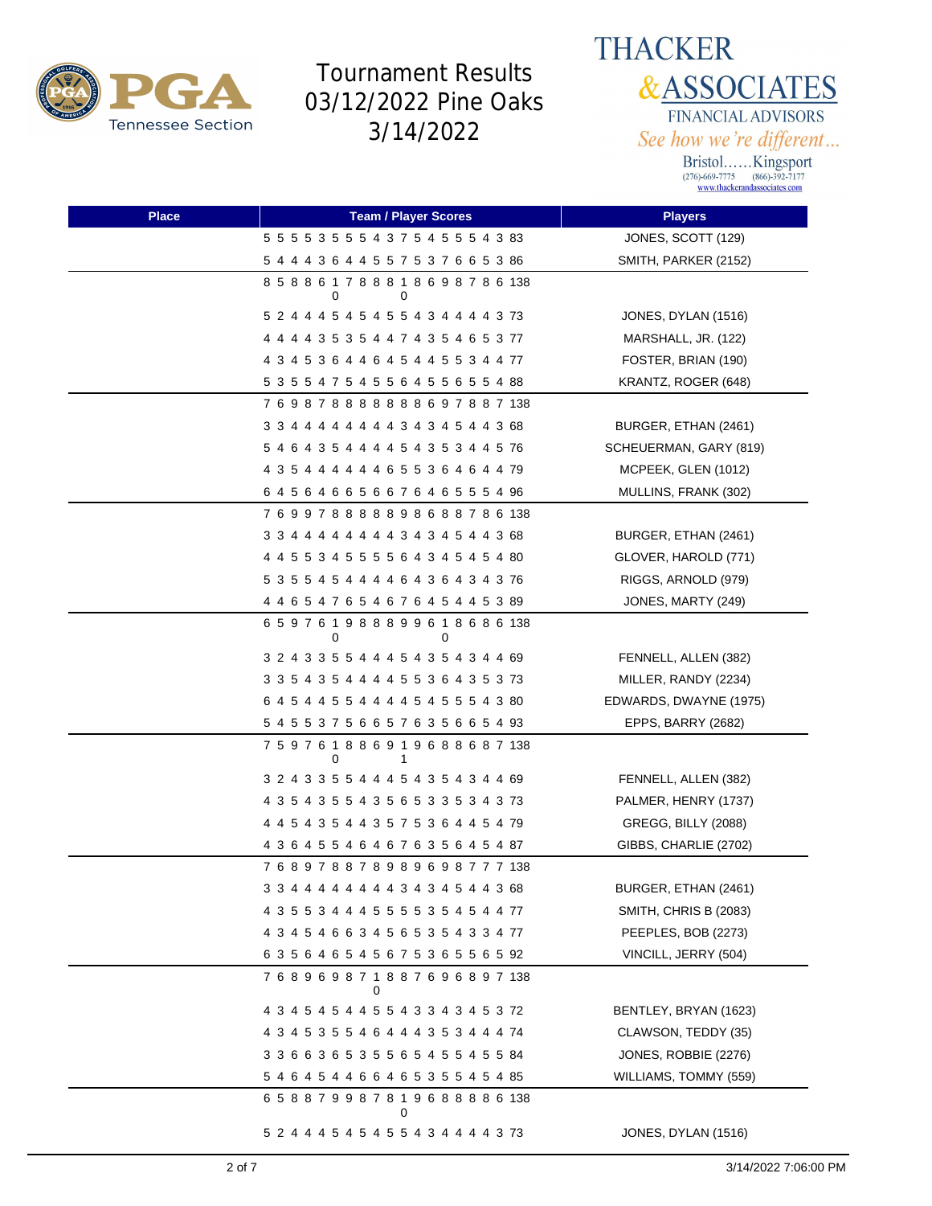# Tournament Results 03/12/2022 Pine Oaks 3/14/2022

| Place | Team / Player Scores | Players |
|---|---|---|
| | 5 5 5 5 3 5 5 5 4 3 7 5 4 5 5 5 4 3 83 | JONES, SCOTT (129) |
| | 5 4 4 4 3 6 4 4 5 5 7 5 3 7 6 6 5 3 86 | SMITH, PARKER (2152) |
| | 8 5 8 8 6 10 7 8 8 8 10 8 6 9 8 7 8 6 138 | |
| | 5 2 4 4 4 5 4 5 4 5 5 4 3 4 4 4 4 3 73 | JONES, DYLAN (1516) |
| | 4 4 4 4 3 5 3 5 4 4 7 4 3 5 4 6 5 3 77 | MARSHALL, JR. (122) |
| | 4 3 4 5 3 6 4 4 6 4 5 4 4 5 5 3 4 4 77 | FOSTER, BRIAN (190) |
| | 5 3 5 5 4 7 5 4 5 5 6 4 5 5 6 5 5 4 88 | KRANTZ, ROGER (648) |
| | 7 6 9 8 7 8 8 8 8 8 8 8 6 9 7 8 8 7 138 | |
| | 3 3 4 4 4 4 4 4 4 4 3 4 3 4 5 4 4 3 68 | BURGER, ETHAN (2461) |
| | 5 4 6 4 3 5 4 4 4 4 5 4 3 5 3 4 4 5 76 | SCHEUERMAN, GARY (819) |
| | 4 3 5 4 4 4 4 4 4 6 5 5 3 6 4 6 4 4 79 | MCPEEK, GLEN (1012) |
| | 6 4 5 6 4 6 6 5 6 6 7 6 4 6 5 5 5 4 96 | MULLINS, FRANK (302) |
| | 7 6 9 9 7 8 8 8 8 8 9 8 6 8 8 7 8 6 138 | |
| | 3 3 4 4 4 4 4 4 4 4 3 4 3 4 5 4 4 3 68 | BURGER, ETHAN (2461) |
| | 4 4 5 5 3 4 5 5 5 5 6 4 3 4 5 4 5 4 80 | GLOVER, HAROLD (771) |
| | 5 3 5 5 4 5 4 4 4 4 6 4 3 6 4 3 4 3 76 | RIGGS, ARNOLD (979) |
| | 4 4 6 5 4 7 6 5 4 6 7 6 4 5 4 4 5 3 89 | JONES, MARTY (249) |
| | 6 5 9 7 6 10 9 8 8 8 9 9 6 10 8 6 8 6 138 | |
| | 3 2 4 3 3 5 5 4 4 4 5 4 3 5 4 3 4 4 69 | FENNELL, ALLEN (382) |
| | 3 3 5 4 3 5 4 4 4 4 5 5 3 6 4 3 5 3 73 | MILLER, RANDY (2234) |
| | 6 4 5 4 4 5 5 4 4 4 4 5 4 5 5 5 4 3 80 | EDWARDS, DWAYNE (1975) |
| | 5 4 5 5 3 7 5 6 6 5 7 6 3 5 6 6 5 4 93 | EPPS, BARRY (2682) |
| | 7 5 9 7 6 10 8 8 6 9 11 9 6 8 8 6 8 7 138 | |
| | 3 2 4 3 3 5 5 4 4 4 5 4 3 5 4 3 4 4 69 | FENNELL, ALLEN (382) |
| | 4 3 5 4 3 5 5 4 3 5 6 5 3 3 5 3 4 3 73 | PALMER, HENRY (1737) |
| | 4 4 5 4 3 5 4 4 3 5 7 5 3 6 4 4 5 4 79 | GREGG, BILLY (2088) |
| | 4 3 6 4 5 5 4 6 4 6 7 6 3 5 6 4 5 4 87 | GIBBS, CHARLIE (2702) |
| | 7 6 8 9 7 8 8 7 8 9 8 9 6 9 8 7 7 7 138 | |
| | 3 3 4 4 4 4 4 4 4 4 3 4 3 4 5 4 4 3 68 | BURGER, ETHAN (2461) |
| | 4 3 5 5 3 4 4 4 5 5 5 5 3 5 4 5 4 4 77 | SMITH, CHRIS B (2083) |
| | 4 3 4 5 4 6 6 3 4 5 6 5 3 5 4 3 3 4 77 | PEEPLES, BOB (2273) |
| | 6 3 5 6 4 6 5 4 5 6 7 5 3 6 5 5 6 5 92 | VINCILL, JERRY (504) |
| | 7 6 8 9 6 9 8 7 10 8 8 7 6 9 6 8 9 7 138 | |
| | 4 3 4 5 4 5 4 4 5 5 4 3 3 4 3 4 5 3 72 | BENTLEY, BRYAN (1623) |
| | 4 3 4 5 3 5 5 4 6 4 4 4 3 5 3 4 4 4 74 | CLAWSON, TEDDY (35) |
| | 3 3 6 6 3 6 5 3 5 5 6 5 4 5 5 4 5 5 84 | JONES, ROBBIE (2276) |
| | 5 4 6 4 5 4 4 6 6 4 6 5 3 5 5 4 5 4 85 | WILLIAMS, TOMMY (559) |
| | 6 5 8 8 7 9 9 8 7 8 10 9 6 8 8 8 8 6 138 | |
| | 5 2 4 4 4 5 4 5 4 5 5 4 3 4 4 4 4 3 73 | JONES, DYLAN (1516) |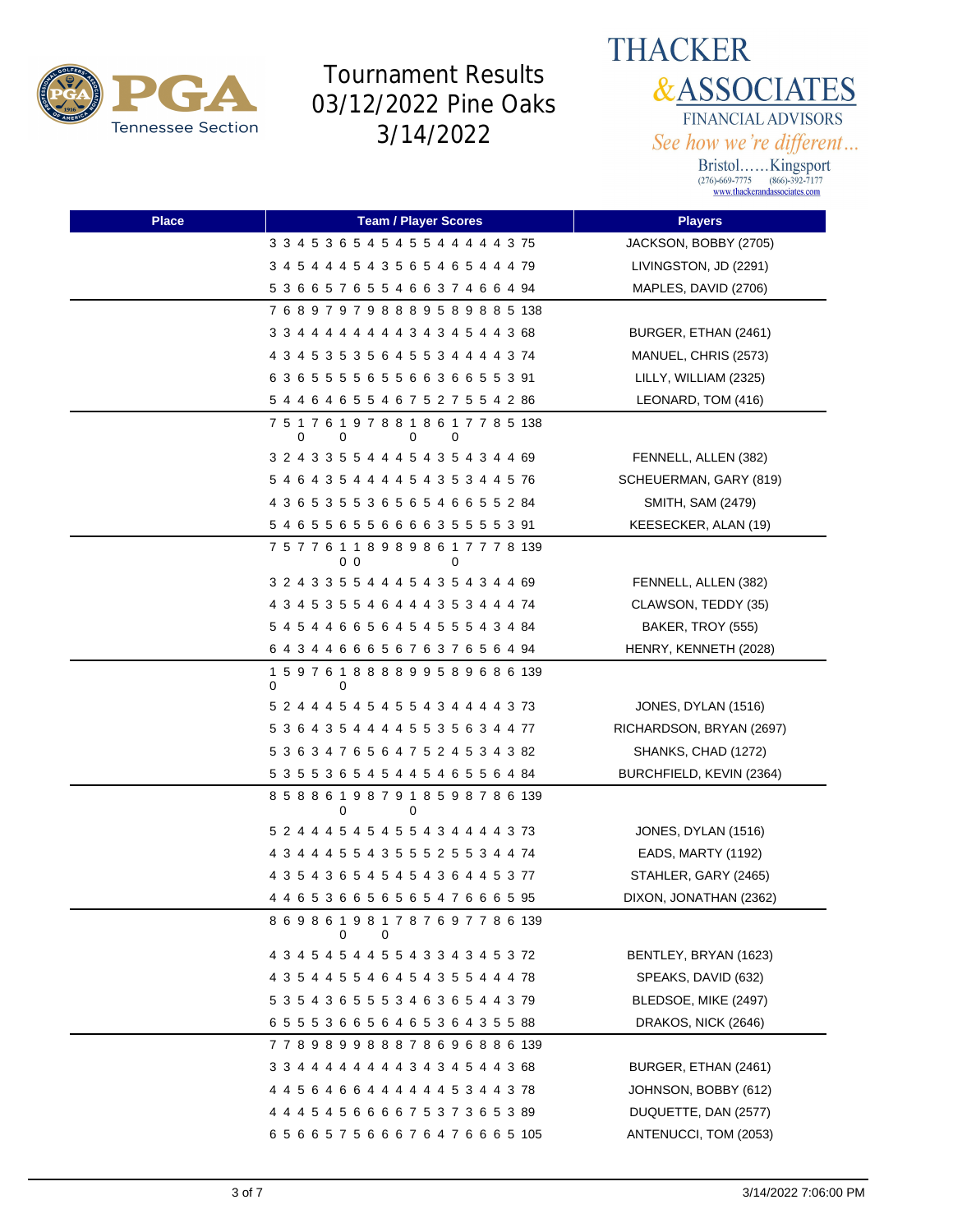# Tournament Results 03/12/2022 Pine Oaks 3/14/2022

**THACKER & ASSOCIATES**
FINANCIAL ADVISORS
*See how we're different…*
Bristol……Kingsport
(276)-669-7775 (866)-392-7177
www.thackerandassociates.com

| Place | Team / Player Scores | Players |
|---|---|---|
| | 3 3 4 5 3 6 5 4 5 4 5 5 4 4 4 4 3 75 | JACKSON, BOBBY (2705) |
| | 3 4 5 4 4 4 5 4 3 5 6 5 4 6 5 4 4 4 79 | LIVINGSTON, JD (2291) |
| | 5 3 6 6 5 7 6 5 5 4 6 6 3 7 4 6 6 4 94 | MAPLES, DAVID (2706) |
| | 7 6 8 9 7 9 7 9 8 8 8 9 5 8 9 8 8 5 138 | |
| | 3 3 4 4 4 4 4 4 4 4 3 4 3 4 5 4 4 3 68 | BURGER, ETHAN (2461) |
| | 4 3 4 5 3 5 3 5 6 4 5 5 3 4 4 4 4 3 74 | MANUEL, CHRIS (2573) |
| | 6 3 6 5 5 5 5 6 5 5 6 6 3 6 6 5 5 3 91 | LILLY, WILLIAM (2325) |
| | 5 4 4 6 4 6 5 5 4 6 7 5 2 7 5 5 4 2 86 | LEONARD, TOM (416) |
| | 7 5 10 7 6 10 9 7 8 8 10 8 6 10 7 7 8 5 138 | |
| | 3 2 4 3 3 5 5 4 4 4 5 4 3 5 4 3 4 4 69 | FENNELL, ALLEN (382) |
| | 5 4 6 4 3 5 4 4 4 4 5 4 3 5 3 4 4 5 76 | SCHEUERMAN, GARY (819) |
| | 4 3 6 5 3 5 5 3 6 5 6 5 4 6 6 5 5 2 84 | SMITH, SAM (2479) |
| | 5 4 6 5 5 6 5 5 6 6 6 6 3 5 5 5 5 3 91 | KEESECKER, ALAN (19) |
| | 7 5 7 7 6 10 10 8 9 8 9 8 6 10 7 7 7 8 139 | |
| | 3 2 4 3 3 5 5 4 4 4 5 4 3 5 4 3 4 4 69 | FENNELL, ALLEN (382) |
| | 4 3 4 5 3 5 5 4 6 4 4 4 3 5 3 4 4 4 74 | CLAWSON, TEDDY (35) |
| | 5 4 5 4 4 6 6 5 6 4 5 4 5 5 5 4 3 4 84 | BAKER, TROY (555) |
| | 6 4 3 4 4 6 6 6 5 6 7 6 3 7 6 5 6 4 94 | HENRY, KENNETH (2028) |
| | 10 5 9 7 6 10 8 8 8 8 9 9 5 8 9 6 8 6 139 | |
| | 5 2 4 4 4 5 4 5 4 5 5 4 3 4 4 4 4 3 73 | JONES, DYLAN (1516) |
| | 5 3 6 4 3 5 4 4 4 4 5 5 3 5 6 3 4 4 77 | RICHARDSON, BRYAN (2697) |
| | 5 3 6 3 4 7 6 5 6 4 7 5 2 4 5 3 4 3 82 | SHANKS, CHAD (1272) |
| | 5 3 5 5 3 6 5 4 5 4 4 5 4 6 5 5 6 4 84 | BURCHFIELD, KEVIN (2364) |
| | 8 5 8 8 6 10 9 8 7 9 10 8 5 9 8 7 8 6 139 | |
| | 5 2 4 4 4 5 4 5 4 5 5 4 3 4 4 4 4 3 73 | JONES, DYLAN (1516) |
| | 4 3 4 4 4 5 5 4 3 5 5 5 2 5 5 3 4 4 74 | EADS, MARTY (1192) |
| | 4 3 5 4 3 6 5 4 5 4 5 4 3 6 4 4 5 3 77 | STAHLER, GARY (2465) |
| | 4 4 6 5 3 6 6 5 6 5 6 5 4 7 6 6 6 5 95 | DIXON, JONATHAN (2362) |
| | 8 6 9 8 6 10 9 8 10 7 8 7 6 9 7 7 8 6 139 | |
| | 4 3 4 5 4 5 4 4 5 5 4 3 3 4 3 4 5 3 72 | BENTLEY, BRYAN (1623) |
| | 4 3 5 4 4 5 5 4 6 4 5 4 3 5 5 4 4 4 78 | SPEAKS, DAVID (632) |
| | 5 3 5 4 3 6 5 5 5 3 4 6 3 6 5 4 4 3 79 | BLEDSOE, MIKE (2497) |
| | 6 5 5 5 3 6 6 5 6 4 6 5 3 6 4 3 5 5 88 | DRAKOS, NICK (2646) |
| | 7 7 8 9 8 9 9 8 8 8 7 8 6 9 6 8 8 6 139 | |
| | 3 3 4 4 4 4 4 4 4 4 3 4 3 4 5 4 4 3 68 | BURGER, ETHAN (2461) |
| | 4 4 5 6 4 6 6 4 4 4 4 4 5 3 4 4 3 78 | JOHNSON, BOBBY (612) |
| | 4 4 4 5 4 5 6 6 6 6 7 5 3 7 3 6 5 3 89 | DUQUETTE, DAN (2577) |
| | 6 5 6 6 5 7 5 6 6 6 7 6 4 7 6 6 6 5 105 | ANTENUCCI, TOM (2053) |

3/14/2022 7:06:00 PM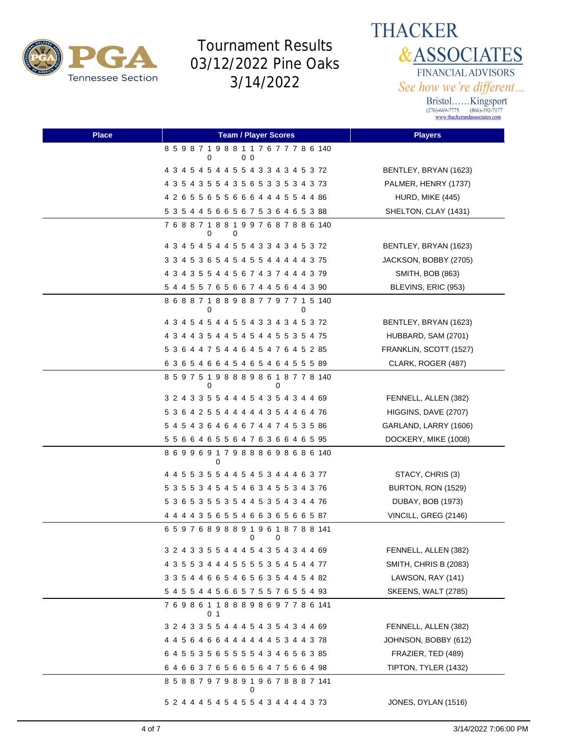# Tournament Results 03/12/2022 Pine Oaks 3/14/2022

THACKER & ASSOCIATES FINANCIAL ADVISORS
*See how we're different...*
Bristol......Kingsport
(276)-669-7775 (866)-392-7177
www.thackerandassociates.com

| Place | Team / Player Scores | Players |
|---|---|---|
| | 8 5 9 8 7 10 9 8 8 10 10 7 6 7 7 7 8 6 140 | |
| | 4 3 4 5 4 5 4 4 5 5 4 3 3 4 3 4 5 3 72 | BENTLEY, BRYAN (1623) |
| | 4 3 5 4 3 5 5 4 3 5 6 5 3 3 5 3 4 3 73 | PALMER, HENRY (1737) |
| | 4 2 6 5 5 6 5 5 6 6 6 4 4 4 5 5 4 4 86 | HURD, MIKE (445) |
| | 5 3 5 4 4 5 6 6 5 6 7 5 3 6 4 6 5 3 88 | SHELTON, CLAY (1431) |
| | 7 6 8 8 7 10 8 8 10 9 9 7 6 8 7 8 8 6 140 | |
| | 4 3 4 5 4 5 4 4 5 5 4 3 3 4 3 4 5 3 72 | BENTLEY, BRYAN (1623) |
| | 3 3 4 5 3 6 5 4 5 4 5 5 4 4 4 4 4 3 75 | JACKSON, BOBBY (2705) |
| | 4 3 4 3 5 5 4 4 5 6 7 4 3 7 4 4 4 3 79 | SMITH, BOB (863) |
| | 5 4 4 5 5 7 6 5 6 6 7 4 4 5 6 4 4 3 90 | BLEVINS, ERIC (953) |
| | 8 6 8 8 7 10 8 8 9 8 8 7 7 9 7 7 10 5 140 | |
| | 4 3 4 5 4 5 4 4 5 5 4 3 3 4 3 4 5 3 72 | BENTLEY, BRYAN (1623) |
| | 4 3 4 4 3 5 4 4 5 4 5 4 4 5 5 3 5 4 75 | HUBBARD, SAM (2701) |
| | 5 3 6 4 4 7 5 4 4 6 4 5 4 7 6 4 5 2 85 | FRANKLIN, SCOTT (1527) |
| | 6 3 6 5 4 6 6 4 5 4 6 5 4 6 4 5 5 5 89 | CLARK, ROGER (487) |
| | 8 5 9 7 5 10 9 8 8 8 9 8 6 10 8 7 7 8 140 | |
| | 3 2 4 3 3 5 5 4 4 4 5 4 3 5 4 3 4 4 69 | FENNELL, ALLEN (382) |
| | 5 3 6 4 2 5 5 4 4 4 4 4 3 5 4 4 6 4 76 | HIGGINS, DAVE (2707) |
| | 5 4 5 4 3 6 4 6 4 6 7 4 4 7 4 5 3 5 86 | GARLAND, LARRY (1606) |
| | 5 5 6 6 4 6 5 5 6 4 7 6 3 6 6 4 6 5 95 | DOCKERY, MIKE (1008) |
| | 8 6 9 9 6 9 10 7 9 8 8 8 6 9 8 6 8 6 140 | |
| | 4 4 5 5 3 5 5 4 4 5 4 5 3 4 4 4 6 3 77 | STACY, CHRIS (3) |
| | 5 3 5 5 3 4 5 4 5 4 6 3 4 5 5 3 4 3 76 | BURTON, RON (1529) |
| | 5 3 6 5 3 5 5 3 5 4 4 5 3 5 4 3 4 4 76 | DUBAY, BOB (1973) |
| | 4 4 4 4 3 5 6 5 5 4 6 6 3 6 5 6 6 5 87 | VINCILL, GREG (2146) |
| | 6 5 9 7 6 8 9 8 8 9 10 9 6 10 8 7 8 8 141 | |
| | 3 2 4 3 3 5 5 4 4 4 5 4 3 5 4 3 4 4 69 | FENNELL, ALLEN (382) |
| | 4 3 5 5 3 4 4 4 5 5 5 5 3 5 4 5 4 4 77 | SMITH, CHRIS B (2083) |
| | 3 3 5 4 4 6 6 5 4 6 5 6 3 5 4 4 5 4 82 | LAWSON, RAY (141) |
| | 5 4 5 5 4 4 5 6 6 5 7 5 5 7 6 5 5 4 93 | SKEENS, WALT (2785) |
| | 7 6 9 8 6 10 11 8 8 8 9 8 6 9 7 7 8 6 141 | |
| | 3 2 4 3 3 5 5 4 4 4 5 4 3 5 4 3 4 4 69 | FENNELL, ALLEN (382) |
| | 4 4 5 6 4 6 6 4 4 4 4 4 4 5 3 4 4 3 78 | JOHNSON, BOBBY (612) |
| | 6 4 5 5 3 5 6 5 5 5 5 4 3 4 6 5 6 3 85 | FRAZIER, TED (489) |
| | 6 4 6 6 3 7 6 5 6 6 5 6 4 7 5 6 6 4 98 | TIPTON, TYLER (1432) |
| | 8 5 8 8 7 9 7 9 8 9 10 9 6 7 8 8 8 7 141 | |
| | 5 2 4 4 4 5 4 5 4 5 5 4 3 4 4 4 4 3 73 | JONES, DYLAN (1516) |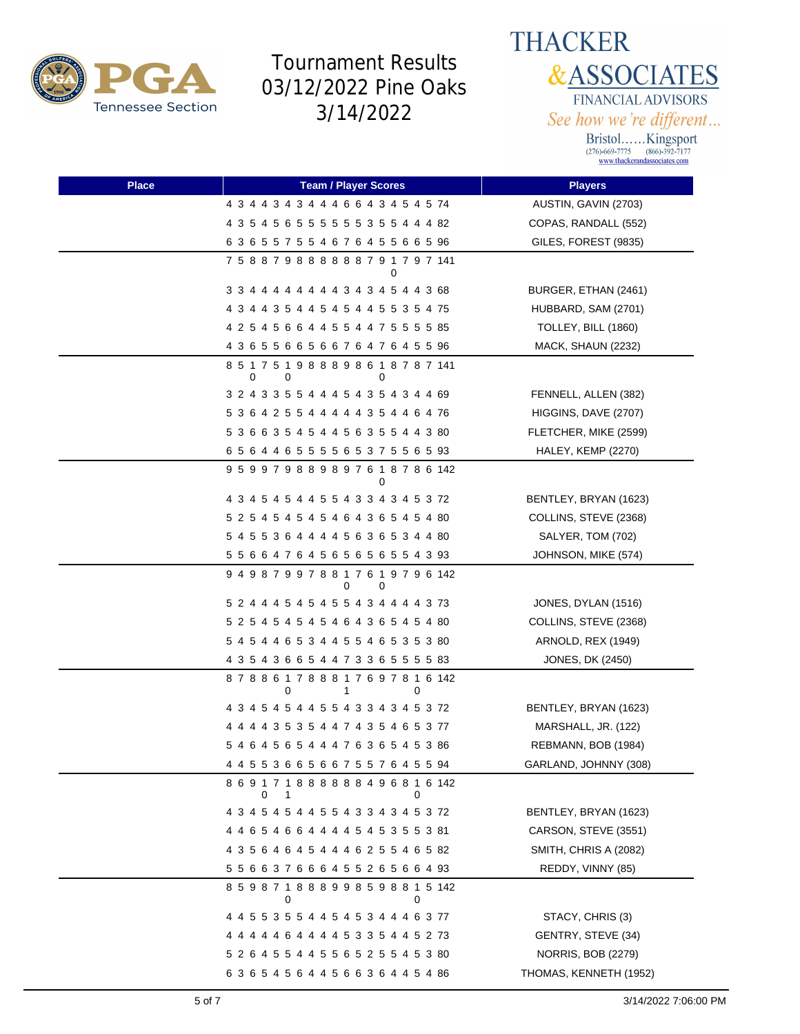# Tournament Results 03/12/2022 Pine Oaks 3/14/2022

THACKER & ASSOCIATES FINANCIAL ADVISORS
*See how we're different...*
Bristol......Kingsport
(276)-669-7775 (866)-392-7177
www.thackerandassociates.com

| Place | Team / Player Scores | Players |
|---|---|---|
| | 4 3 4 4 3 4 3 4 4 4 6 6 4 3 4 5 4 5 74 | AUSTIN, GAVIN (2703) |
| | 4 3 5 4 5 6 5 5 5 5 5 5 3 5 5 4 4 4 82 | COPAS, RANDALL (552) |
| | 6 3 6 5 5 7 5 5 4 6 7 6 4 5 5 6 6 5 96 | GILES, FOREST (9835) |
| | 7 5 8 8 7 9 8 8 8 8 8 8 7 9 10 7 9 7 141 | |
| | 3 3 4 4 4 4 4 4 4 4 3 4 3 4 5 4 4 3 68 | BURGER, ETHAN (2461) |
| | 4 3 4 4 3 5 4 4 5 4 5 4 4 5 5 3 5 4 75 | HUBBARD, SAM (2701) |
| | 4 2 5 4 5 6 6 4 4 5 5 4 4 7 5 5 5 5 85 | TOLLEY, BILL (1860) |
| | 4 3 6 5 5 6 6 5 6 6 7 6 4 7 6 4 5 5 96 | MACK, SHAUN (2232) |
| | 8 5 10 7 5 10 9 8 8 8 9 8 6 10 8 7 8 7 141 | |
| | 3 2 4 3 3 5 5 4 4 4 5 4 3 5 4 3 4 4 69 | FENNELL, ALLEN (382) |
| | 5 3 6 4 2 5 5 4 4 4 4 4 3 5 4 4 6 4 76 | HIGGINS, DAVE (2707) |
| | 5 3 6 6 3 5 4 5 4 4 5 6 3 5 5 4 4 3 80 | FLETCHER, MIKE (2599) |
| | 6 5 6 4 4 6 5 5 5 5 6 5 3 7 5 5 6 5 93 | HALEY, KEMP (2270) |
| | 9 5 9 9 7 9 8 8 9 8 9 7 6 10 8 7 8 6 142 | |
| | 4 3 4 5 4 5 4 4 5 5 4 3 3 4 3 4 5 3 72 | BENTLEY, BRYAN (1623) |
| | 5 2 5 4 5 4 5 4 5 4 6 4 3 6 5 4 5 4 80 | COLLINS, STEVE (2368) |
| | 5 4 5 5 3 6 4 4 4 4 5 6 3 6 5 3 4 4 80 | SALYER, TOM (702) |
| | 5 5 6 6 4 7 6 4 5 6 5 6 5 6 5 5 4 3 93 | JOHNSON, MIKE (574) |
| | 9 4 9 8 7 9 9 7 8 8 10 7 6 10 9 7 9 6 142 | |
| | 5 2 4 4 4 5 4 5 4 5 5 4 3 4 4 4 4 3 73 | JONES, DYLAN (1516) |
| | 5 2 5 4 5 4 5 4 5 4 6 4 3 6 5 4 5 4 80 | COLLINS, STEVE (2368) |
| | 5 4 5 4 4 6 5 3 4 4 5 5 4 6 5 3 5 3 80 | ARNOLD, REX (1949) |
| | 4 3 5 4 3 6 6 5 4 4 7 3 3 6 5 5 5 5 83 | JONES, DK (2450) |
| | 8 7 8 8 6 10 7 8 8 8 11 7 6 9 7 8 10 6 142 | |
| | 4 3 4 5 4 5 4 4 5 5 4 3 3 4 3 4 5 3 72 | BENTLEY, BRYAN (1623) |
| | 4 4 4 4 3 5 3 5 4 4 7 4 3 5 4 6 5 3 77 | MARSHALL, JR. (122) |
| | 5 4 6 4 5 6 5 4 4 4 7 6 3 6 5 4 5 3 86 | REBMANN, BOB (1984) |
| | 4 4 5 5 3 6 6 5 6 6 7 5 5 7 6 4 5 5 94 | GARLAND, JOHNNY (308) |
| | 8 6 9 10 7 11 8 8 8 8 8 8 4 9 6 8 10 6 142 | |
| | 4 3 4 5 4 5 4 4 5 5 4 3 3 4 3 4 5 3 72 | BENTLEY, BRYAN (1623) |
| | 4 4 6 5 4 6 6 4 4 4 4 5 4 5 3 5 5 3 81 | CARSON, STEVE (3551) |
| | 4 3 5 6 4 6 4 5 4 4 4 6 2 5 5 4 6 5 82 | SMITH, CHRIS A (2082) |
| | 5 5 6 6 3 7 6 6 6 4 5 5 2 6 5 6 6 4 93 | REDDY, VINNY (85) |
| | 8 5 9 8 7 10 8 8 8 9 9 8 5 9 8 8 10 5 142 | |
| | 4 4 5 5 3 5 5 4 4 5 4 5 3 4 4 4 6 3 77 | STACY, CHRIS (3) |
| | 4 4 4 4 4 6 4 4 4 4 5 3 3 5 4 4 5 2 73 | GENTRY, STEVE (34) |
| | 5 2 6 4 5 5 4 4 5 5 6 5 2 5 5 4 5 3 80 | NORRIS, BOB (2279) |
| | 6 3 6 5 4 5 6 4 4 5 6 6 3 6 4 4 5 4 86 | THOMAS, KENNETH (1952) |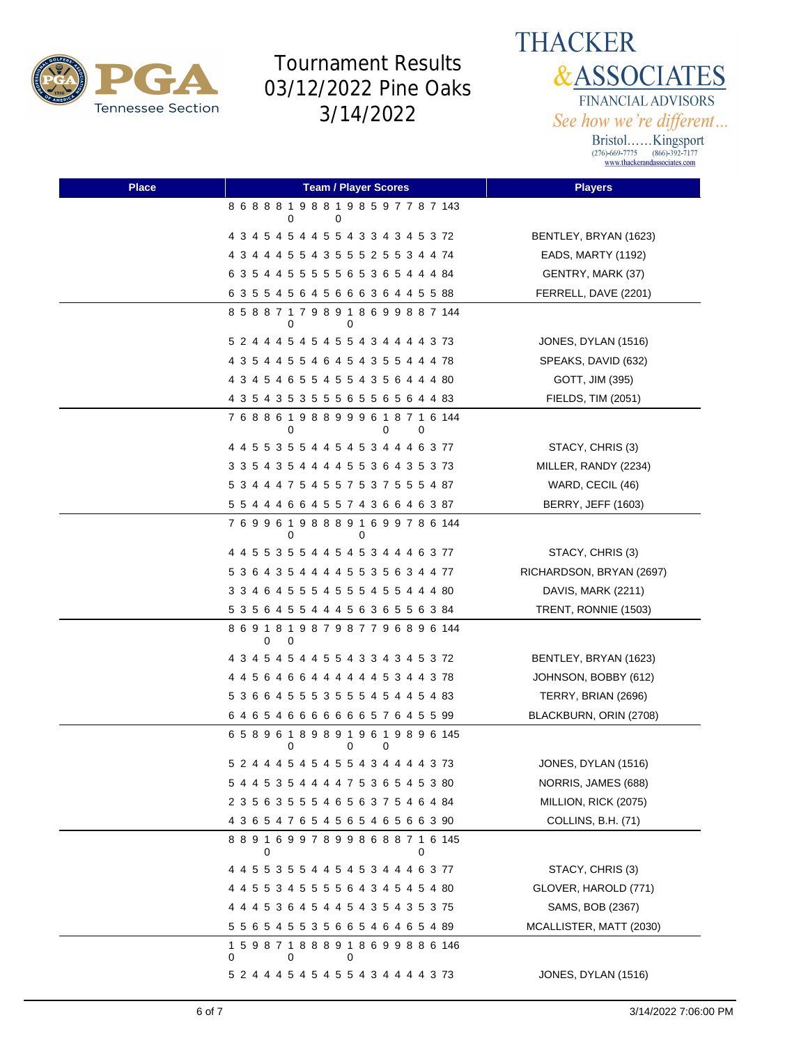# Tournament Results 03/12/2022 Pine Oaks 3/14/2022

THACKER & ASSOCIATES FINANCIAL ADVISORS
See how we're different...
Bristol......Kingsport
(276)-669-7775 (866)-392-7177
www.thackerandassociates.com

| Place | Team / Player Scores | Players |
|---|---|---|
| | 8 6 8 8 8 10 9 8 8 10 9 8 5 9 7 7 8 7 143 | |
| | 4 3 4 5 4 5 4 4 5 5 4 3 3 4 3 4 5 3 72 | BENTLEY, BRYAN (1623) |
| | 4 3 4 4 4 5 5 4 3 5 5 5 2 5 5 3 4 4 74 | EADS, MARTY (1192) |
| | 6 3 5 4 4 5 5 5 5 5 6 5 3 6 5 4 4 4 84 | GENTRY, MARK (37) |
| | 6 3 5 5 4 5 6 4 5 6 6 6 3 6 4 4 5 5 88 | FERRELL, DAVE (2201) |
| | 8 5 8 8 7 10 7 9 8 9 10 8 6 9 9 8 8 7 144 | |
| | 5 2 4 4 4 5 4 5 4 5 5 4 3 4 4 4 4 3 73 | JONES, DYLAN (1516) |
| | 4 3 5 4 4 5 5 4 6 4 5 4 3 5 5 4 4 4 78 | SPEAKS, DAVID (632) |
| | 4 3 4 5 4 6 5 5 4 5 5 4 3 5 6 4 4 4 80 | GOTT, JIM (395) |
| | 4 3 5 4 3 5 3 5 5 5 6 5 5 6 5 6 4 4 83 | FIELDS, TIM (2051) |
| | 7 6 8 8 6 10 9 8 8 9 9 9 6 10 8 7 10 6 144 | |
| | 4 4 5 5 3 5 5 4 4 5 4 5 3 4 4 4 6 3 77 | STACY, CHRIS (3) |
| | 3 3 5 4 3 5 4 4 4 4 5 5 3 6 4 3 5 3 73 | MILLER, RANDY (2234) |
| | 5 3 4 4 4 7 5 4 5 5 7 5 3 7 5 5 5 4 87 | WARD, CECIL (46) |
| | 5 5 4 4 4 6 6 4 5 5 7 4 3 6 6 4 6 3 87 | BERRY, JEFF (1603) |
| | 7 6 9 9 6 10 9 8 8 8 9 10 6 9 9 7 8 6 144 | |
| | 4 4 5 5 3 5 5 4 4 5 4 5 3 4 4 4 6 3 77 | STACY, CHRIS (3) |
| | 5 3 6 4 3 5 4 4 4 4 5 5 3 5 6 3 4 4 77 | RICHARDSON, BRYAN (2697) |
| | 3 3 4 6 4 5 5 5 4 5 5 5 4 5 5 4 4 4 80 | DAVIS, MARK (2211) |
| | 5 3 5 6 4 5 5 4 4 4 5 6 3 6 5 5 6 3 84 | TRENT, RONNIE (1503) |
| | 8 6 9 10 8 10 9 8 7 9 8 7 7 9 6 8 9 6 144 | |
| | 4 3 4 5 4 5 4 4 5 5 4 3 3 4 3 4 5 3 72 | BENTLEY, BRYAN (1623) |
| | 4 4 5 6 4 6 6 4 4 4 4 4 4 5 3 4 4 3 78 | JOHNSON, BOBBY (612) |
| | 5 3 6 6 4 5 5 5 3 5 5 5 4 5 4 4 5 4 83 | TERRY, BRIAN (2696) |
| | 6 4 6 5 4 6 6 6 6 6 6 6 5 7 6 4 5 5 99 | BLACKBURN, ORIN (2708) |
| | 6 5 8 9 6 10 8 9 8 9 10 9 6 10 9 8 9 6 145 | |
| | 5 2 4 4 4 5 4 5 4 5 5 4 3 4 4 4 4 3 73 | JONES, DYLAN (1516) |
| | 5 4 4 5 3 5 4 4 4 4 7 5 3 6 5 4 5 3 80 | NORRIS, JAMES (688) |
| | 2 3 5 6 3 5 5 5 4 6 5 6 3 7 5 4 6 4 84 | MILLION, RICK (2075) |
| | 4 3 6 5 4 7 6 5 4 5 6 5 4 6 5 6 6 3 90 | COLLINS, B.H. (71) |
| | 8 8 9 10 6 9 9 7 8 9 9 8 6 8 8 7 10 6 145 | |
| | 4 4 5 5 3 5 5 4 4 5 4 5 3 4 4 4 6 3 77 | STACY, CHRIS (3) |
| | 4 4 5 5 3 4 5 5 5 5 6 4 3 4 5 4 5 4 80 | GLOVER, HAROLD (771) |
| | 4 4 4 5 3 6 4 5 4 4 5 4 3 5 4 3 5 3 75 | SAMS, BOB (2367) |
| | 5 5 6 5 4 5 5 3 5 6 6 5 4 6 4 6 5 4 89 | MCALLISTER, MATT (2030) |
| | 10 5 9 8 7 10 8 8 8 9 10 8 6 9 9 8 8 6 146 | |
| | 5 2 4 4 4 5 4 5 4 5 5 4 3 4 4 4 4 3 73 | JONES, DYLAN (1516) |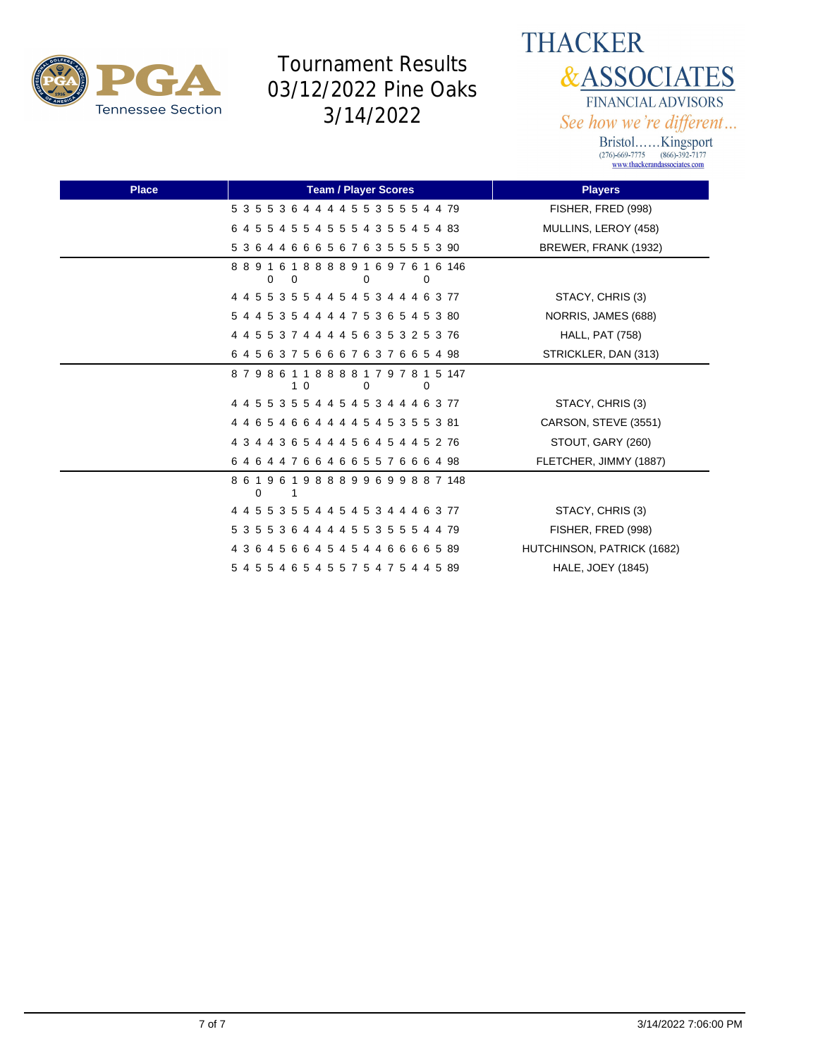Tournament Results
03/12/2022 Pine Oaks
3/14/2022

THACKER &ASSOCIATES
FINANCIAL ADVISORS
See how we're different...
Bristol......Kingsport
(276)-669-7775 (866)-392-7177
www.thackerandassociates.com

| Place | Team / Player Scores | Players |
| --- | --- | --- |
| | 5 3 5 5 3 6 4 4 4 4 5 5 3 5 5 5 4 4 79 | FISHER, FRED (998) |
| | 6 4 5 5 4 5 5 4 5 5 5 4 3 5 5 4 5 4 83 | MULLINS, LEROY (458) |
| | 5 3 6 4 4 6 6 6 5 6 7 6 3 5 5 5 5 3 90 | BREWER, FRANK (1932) |
| | 8 8 9 10 6 10 8 8 8 8 9 10 6 9 7 6 10 6 146 | |
| | 4 4 5 5 3 5 5 4 4 5 4 5 3 4 4 4 6 3 77 | STACY, CHRIS (3) |
| | 5 4 4 5 3 5 4 4 4 4 7 5 3 6 5 4 5 3 80 | NORRIS, JAMES (688) |
| | 4 4 5 5 3 7 4 4 4 4 5 6 3 5 3 2 5 3 76 | HALL, PAT (758) |
| | 6 4 5 6 3 7 5 6 6 6 7 6 3 7 6 6 5 4 98 | STRICKLER, DAN (313) |
| | 8 7 9 8 6 11 10 8 8 8 8 10 7 9 7 8 10 5 147 | |
| | 4 4 5 5 3 5 5 4 4 5 4 5 3 4 4 4 6 3 77 | STACY, CHRIS (3) |
| | 4 4 6 5 4 6 6 4 4 4 4 5 4 5 3 5 5 3 81 | CARSON, STEVE (3551) |
| | 4 3 4 4 3 6 5 4 4 4 5 6 4 5 4 4 5 2 76 | STOUT, GARY (260) |
| | 6 4 6 4 4 7 6 6 4 6 6 5 5 7 6 6 6 4 98 | FLETCHER, JIMMY (1887) |
| | 8 6 10 9 6 11 9 8 8 8 9 9 6 9 9 8 8 7 148 | |
| | 4 4 5 5 3 5 5 4 4 5 4 5 3 4 4 4 6 3 77 | STACY, CHRIS (3) |
| | 5 3 5 5 3 6 4 4 4 4 5 5 3 5 5 5 4 4 79 | FISHER, FRED (998) |
| | 4 3 6 4 5 6 6 4 5 4 5 4 4 6 6 6 6 5 89 | HUTCHINSON, PATRICK (1682) |
| | 5 4 5 5 4 6 5 4 5 5 7 5 4 7 5 4 4 5 89 | HALE, JOEY (1845) |